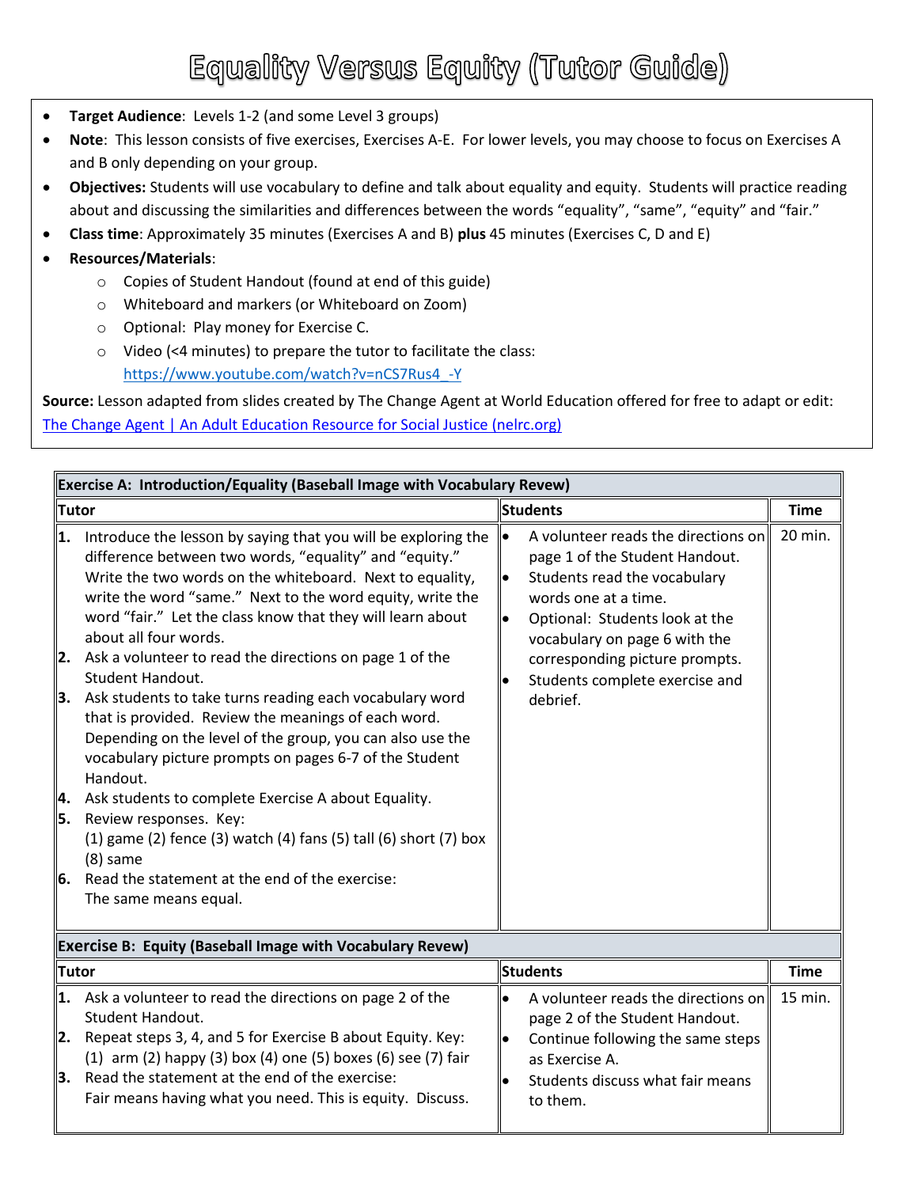# Equality Versus Equity (Tutor Guide)

- **Target Audience**: Levels 1-2 (and some Level 3 groups)
- **Note**: This lesson consists of five exercises, Exercises A-E. For lower levels, you may choose to focus on Exercises A and B only depending on your group.
- **Objectives:** Students will use vocabulary to define and talk about equality and equity. Students will practice reading about and discussing the similarities and differences between the words "equality", "same", "equity" and "fair."
- **Class time**: Approximately 35 minutes (Exercises A and B) **plus** 45 minutes (Exercises C, D and E)
- **Resources/Materials**:
  - Copies of Student Handout (found at end of this guide)
  - Whiteboard and markers (or Whiteboard on Zoom)
  - Optional: Play money for Exercise C.
  - Video (<4 minutes) to prepare the tutor to facilitate the class: https://www.youtube.com/watch?v=nCS7Rus4_-Y

**Source:** Lesson adapted from slides created by The Change Agent at World Education offered for free to adapt or edit: The Change Agent | An Adult Education Resource for Social Justice (nelrc.org)

| **Exercise A: Introduction/Equality (Baseball Image with Vocabulary Revew)** | | |
|---|---|---|
| **Tutor** | **Students** | **Time** |
| 1. Introduce the lesson by saying that you will be exploring the difference between two words, "equality" and "equity." Write the two words on the whiteboard. Next to equality, write the word "same." Next to the word equity, write the word "fair." Let the class know that they will learn about about all four words.<br>2. Ask a volunteer to read the directions on page 1 of the Student Handout.<br>3. Ask students to take turns reading each vocabulary word that is provided. Review the meanings of each word. Depending on the level of the group, you can also use the vocabulary picture prompts on pages 6-7 of the Student Handout.<br>4. Ask students to complete Exercise A about Equality.<br>5. Review responses. Key:<br>(1) game (2) fence (3) watch (4) fans (5) tall (6) short (7) box (8) same<br>6. Read the statement at the end of the exercise:<br>The same means equal. | • A volunteer reads the directions on page 1 of the Student Handout.<br>• Students read the vocabulary words one at a time.<br>• Optional: Students look at the vocabulary on page 6 with the corresponding picture prompts.<br>• Students complete exercise and debrief. | 20 min. |

| **Exercise B: Equity (Baseball Image with Vocabulary Revew)** | | |
|---|---|---|
| **Tutor** | **Students** | **Time** |
| 1. Ask a volunteer to read the directions on page 2 of the Student Handout.<br>2. Repeat steps 3, 4, and 5 for Exercise B about Equity. Key:<br>(1) arm (2) happy (3) box (4) one (5) boxes (6) see (7) fair<br>3. Read the statement at the end of the exercise:<br>Fair means having what you need. This is equity. Discuss. | • A volunteer reads the directions on page 2 of the Student Handout.<br>• Continue following the same steps as Exercise A.<br>• Students discuss what fair means to them. | 15 min. |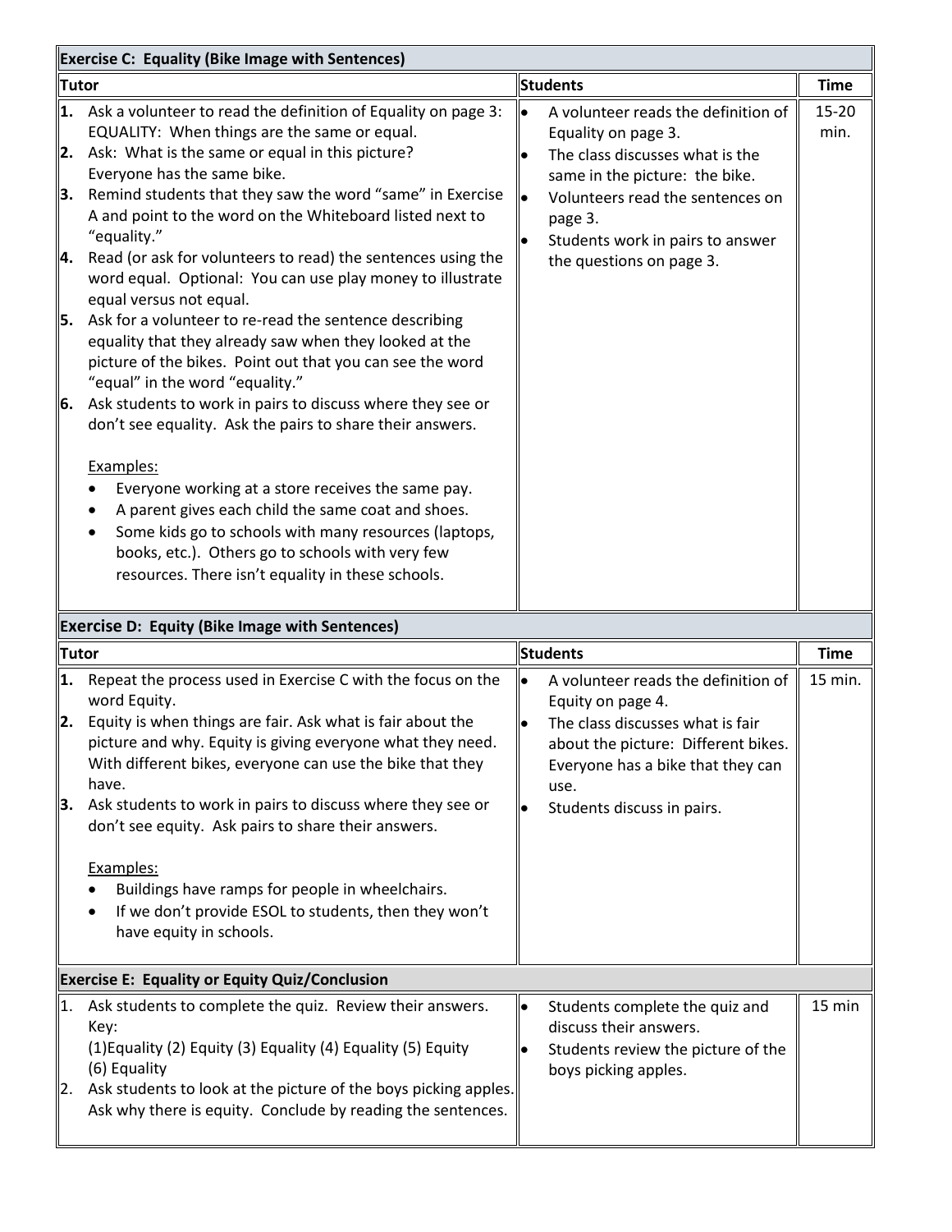| **Exercise C: Equality (Bike Image with Sentences)** | | |
|---|---|---|
| **Tutor** | **Students** | **Time** |
| **1.** Ask a volunteer to read the definition of Equality on page 3: EQUALITY: When things are the same or equal.<br>**2.** Ask: What is the same or equal in this picture? Everyone has the same bike.<br>**3.** Remind students that they saw the word "same" in Exercise A and point to the word on the Whiteboard listed next to "equality."<br>**4.** Read (or ask for volunteers to read) the sentences using the word equal. Optional: You can use play money to illustrate equal versus not equal.<br>**5.** Ask for a volunteer to re-read the sentence describing equality that they already saw when they looked at the picture of the bikes. Point out that you can see the word "equal" in the word "equality."<br>**6.** Ask students to work in pairs to discuss where they see or don't see equality. Ask the pairs to share their answers.<br><br><u>Examples:</u><br>• Everyone working at a store receives the same pay.<br>• A parent gives each child the same coat and shoes.<br>• Some kids go to schools with many resources (laptops, books, etc.). Others go to schools with very few resources. There isn't equality in these schools. | • A volunteer reads the definition of Equality on page 3.<br>• The class discusses what is the same in the picture: the bike.<br>• Volunteers read the sentences on page 3.<br>• Students work in pairs to answer the questions on page 3. | 15-20 min. |

| **Exercise D: Equity (Bike Image with Sentences)** | | |
|---|---|---|
| **Tutor** | **Students** | **Time** |
| **1.** Repeat the process used in Exercise C with the focus on the word Equity.<br>**2.** Equity is when things are fair. Ask what is fair about the picture and why. Equity is giving everyone what they need. With different bikes, everyone can use the bike that they have.<br>**3.** Ask students to work in pairs to discuss where they see or don't see equity. Ask pairs to share their answers.<br><br><u>Examples:</u><br>• Buildings have ramps for people in wheelchairs.<br>• If we don't provide ESOL to students, then they won't have equity in schools. | • A volunteer reads the definition of Equity on page 4.<br>• The class discusses what is fair about the picture: Different bikes. Everyone has a bike that they can use.<br>• Students discuss in pairs. | 15 min. |

| **Exercise E: Equality or Equity Quiz/Conclusion** | | |
|---|---|---|
| 1. Ask students to complete the quiz. Review their answers. Key: (1)Equality (2) Equity (3) Equality (4) Equality (5) Equity (6) Equality<br>2. Ask students to look at the picture of the boys picking apples. Ask why there is equity. Conclude by reading the sentences. | • Students complete the quiz and discuss their answers.<br>• Students review the picture of the boys picking apples. | 15 min |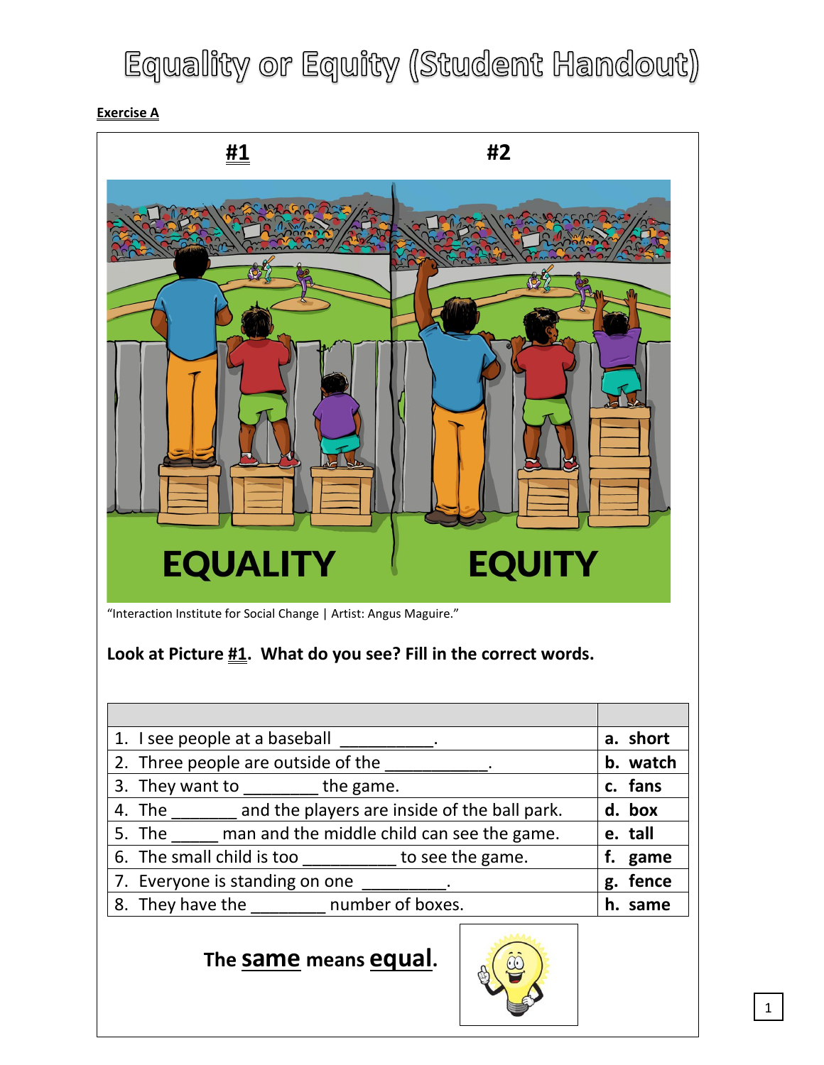# Equality or Equity (Student Handout)

**Exercise A**

**#1** **#2**

EQUALITY EQUITY

"Interaction Institute for Social Change | Artist: Angus Maguire."

**Look at Picture #1. What do you see? Fill in the correct words.**

| | |
|---|---|
| 1. I see people at a baseball __________. | **a. short** |
| 2. Three people are outside of the ___________. | **b. watch** |
| 3. They want to ________ the game. | **c. fans** |
| 4. The _______ and the players are inside of the ball park. | **d. box** |
| 5. The _____ man and the middle child can see the game. | **e. tall** |
| 6. The small child is too __________ to see the game. | **f. game** |
| 7. Everyone is standing on one _________. | **g. fence** |
| 8. They have the ________ number of boxes. | **h. same** |

**The same means equal.**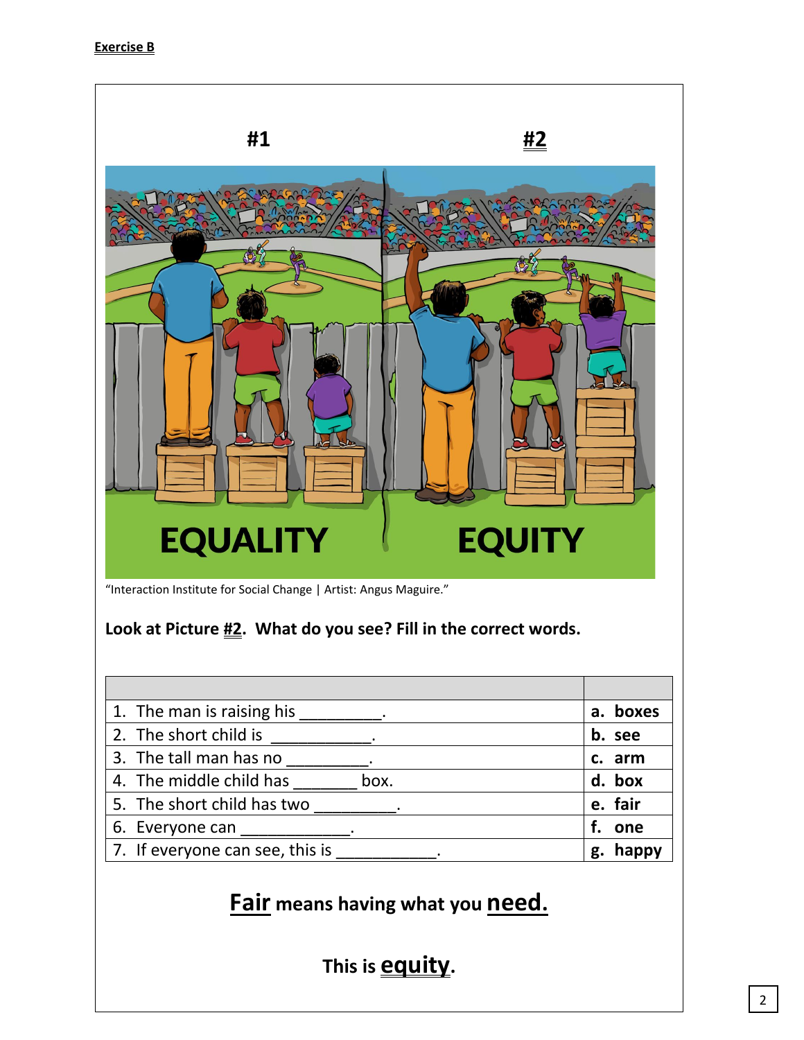**Exercise B**

#1 | #2

"Interaction Institute for Social Change | Artist: Angus Maguire."

**Look at Picture #2. What do you see? Fill in the correct words.**

| | |
|---|---|
| 1. The man is raising his _________. | **a. boxes** |
| 2. The short child is ___________. | **b. see** |
| 3. The tall man has no _________. | **c. arm** |
| 4. The middle child has _______ box. | **d. box** |
| 5. The short child has two _________. | **e. fair** |
| 6. Everyone can ____________. | **f. one** |
| 7. If everyone can see, this is ___________. | **g. happy** |

**Fair means having what you need.**

**This is equity.**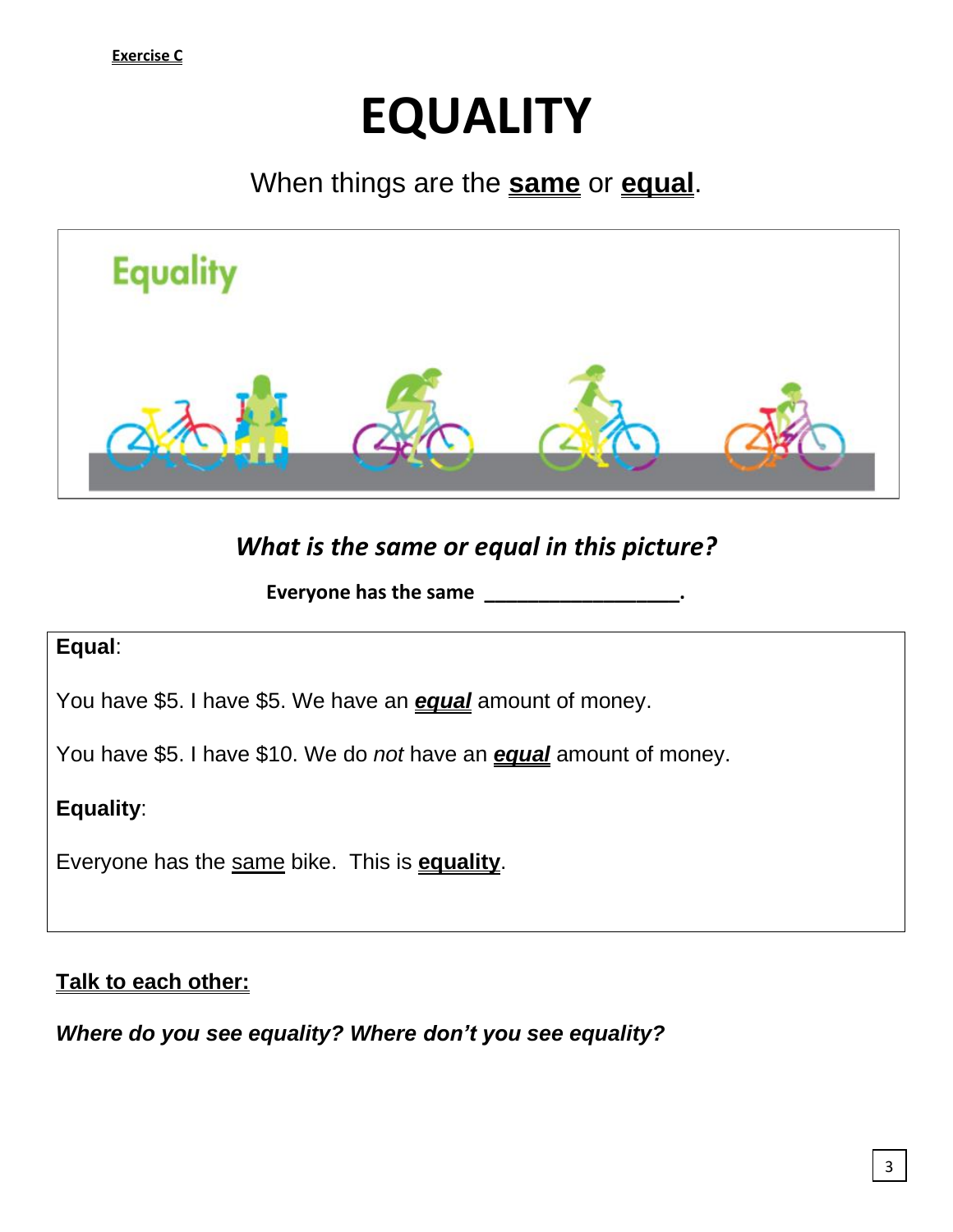**Exercise C**

# EQUALITY

When things are the **same** or **equal**.

Equality

*What is the same or equal in this picture?*

**Everyone has the same \_\_\_\_\_\_\_\_\_\_\_\_\_\_\_\_\_\_\_.**

**Equal**:

You have $5. I have $5. We have an ***equal*** amount of money.

You have $5. I have $10. We do *not* have an ***equal*** amount of money.

**Equality**:

Everyone has the same bike. This is **equality**.

**Talk to each other:**

***Where do you see equality? Where don't you see equality?***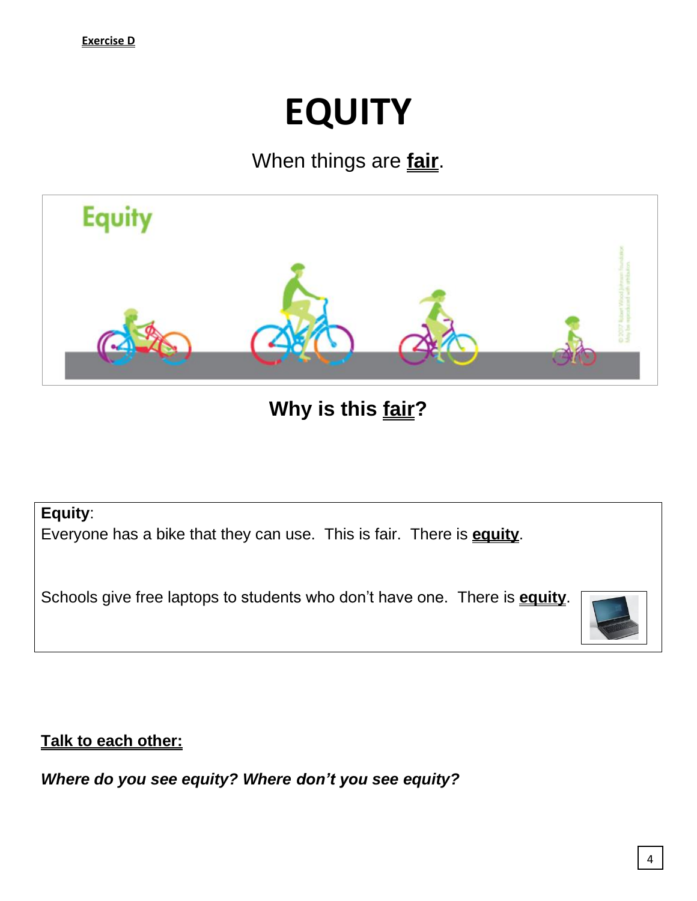**Exercise D**

# EQUITY

When things are **fair**.

**Why is this fair?**

**Equity**:

Everyone has a bike that they can use. This is fair. There is **equity**.

Schools give free laptops to students who don't have one. There is **equity**.

**Talk to each other:**

***Where do you see equity? Where don't you see equity?***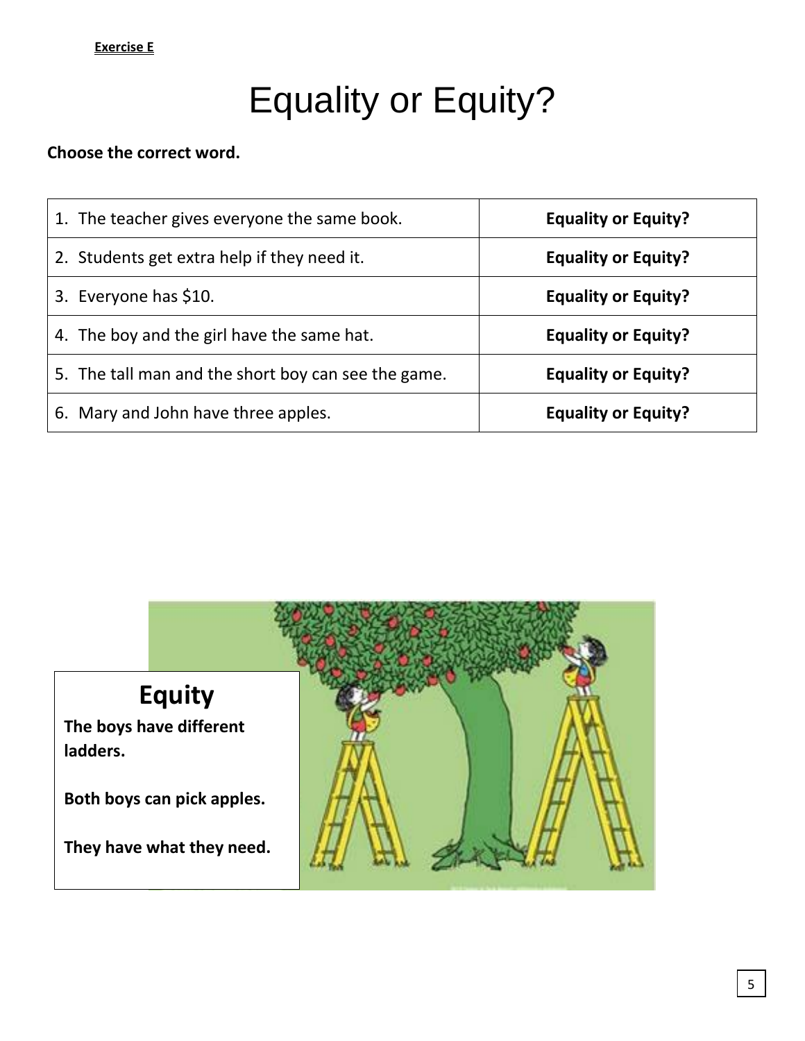**Exercise E**

# Equality or Equity?

**Choose the correct word.**

| | |
|---|---|
| 1. The teacher gives everyone the same book. | **Equality or Equity?** |
| 2. Students get extra help if they need it. | **Equality or Equity?** |
| 3. Everyone has $10. | **Equality or Equity?** |
| 4. The boy and the girl have the same hat. | **Equality or Equity?** |
| 5. The tall man and the short boy can see the game. | **Equality or Equity?** |
| 6. Mary and John have three apples. | **Equality or Equity?** |

## Equity

**The boys have different ladders.**

**Both boys can pick apples.**

**They have what they need.**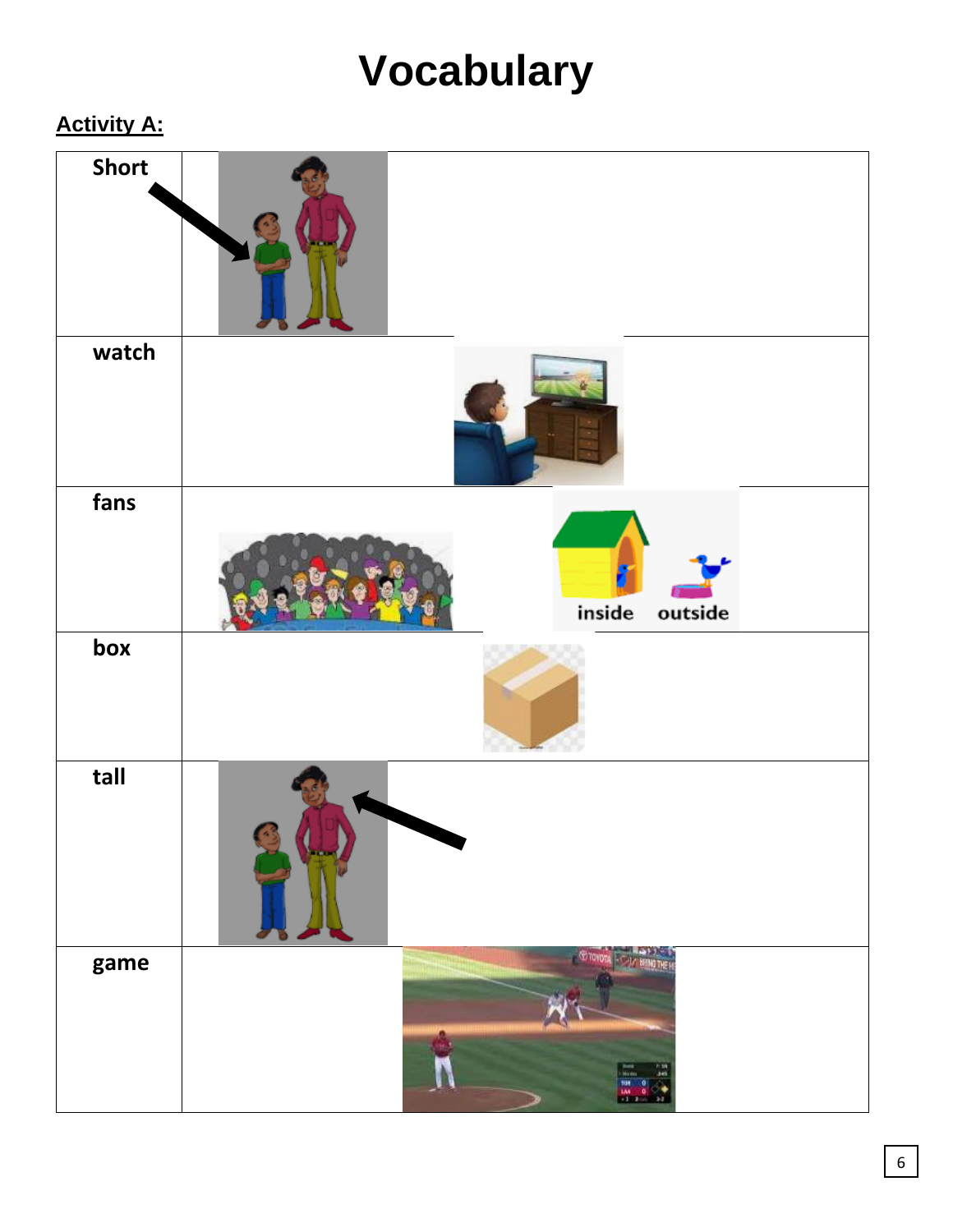# Vocabulary

**Activity A:**

| | |
|---|---|
| **Short** | |
| **watch** | |
| **fans** | inside outside |
| **box** | |
| **tall** | |
| **game** | |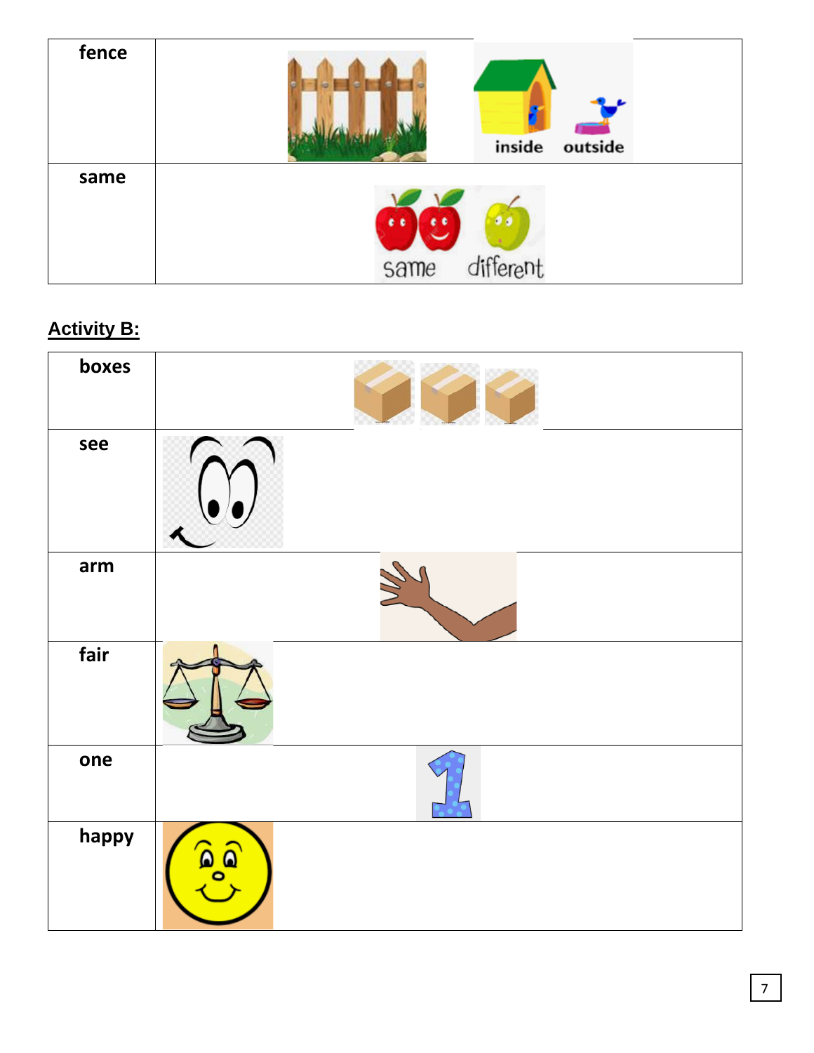| | |
|---|---|
| fence | inside outside |
| same | same different |

## Activity B:

| | |
|---|---|
| boxes | |
| see | |
| arm | |
| fair | |
| one | |
| happy | |